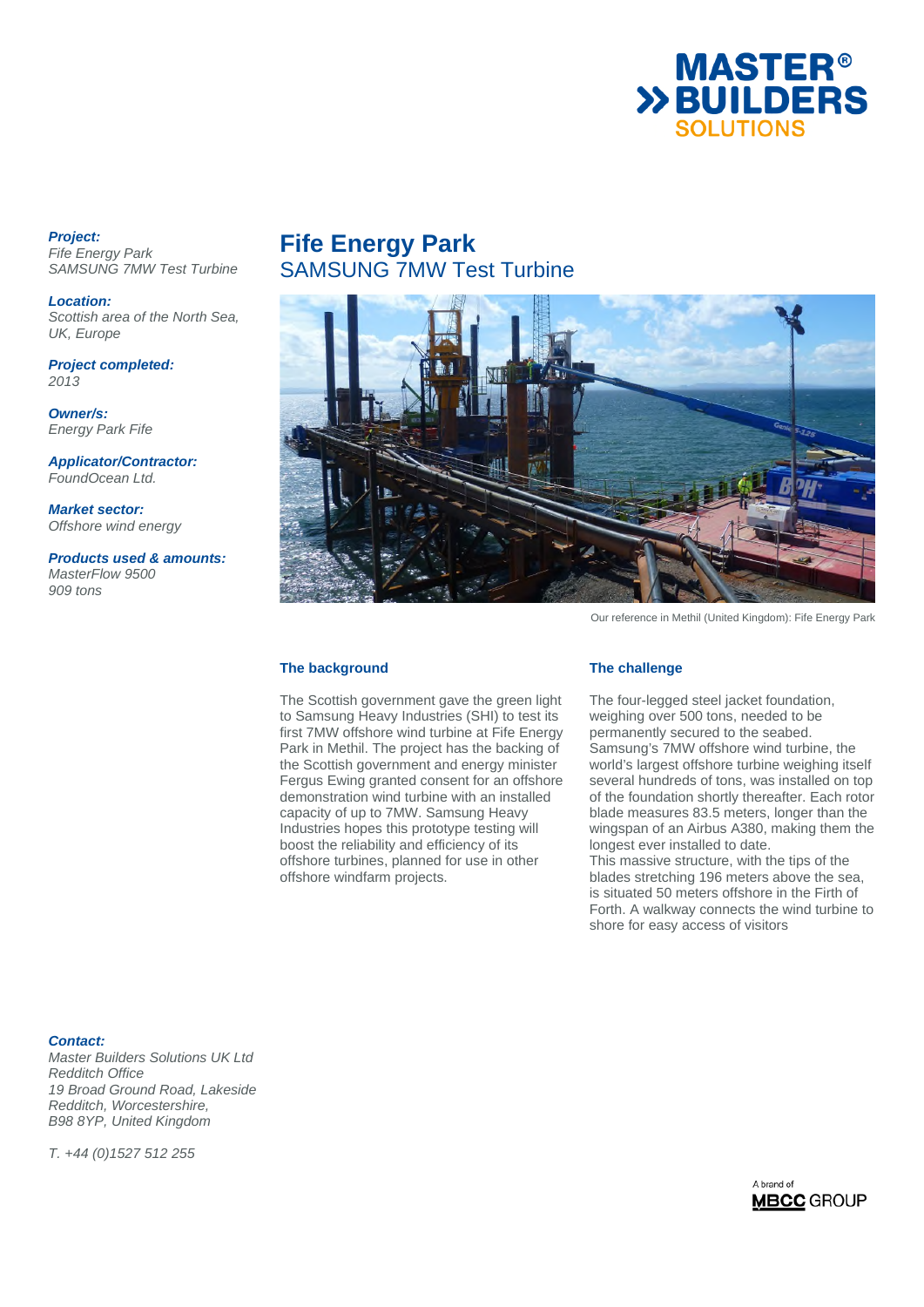**Project:**
*Fife Energy Park*
*SAMSUNG 7MW Test Turbine*

**Location:**
*Scottish area of the North Sea, UK, Europe*

**Project completed:**
*2013*

**Owner/s:**
*Energy Park Fife*

**Applicator/Contractor:**
*FoundOcean Ltd.*

**Market sector:**
*Offshore wind energy*

**Products used & amounts:**
*MasterFlow 9500*
*909 tons*

# Fife Energy Park

## SAMSUNG 7MW Test Turbine

Our reference in Methil (United Kingdom): Fife Energy Park

### The background

The Scottish government gave the green light to Samsung Heavy Industries (SHI) to test its first 7MW offshore wind turbine at Fife Energy Park in Methil. The project has the backing of the Scottish government and energy minister Fergus Ewing granted consent for an offshore demonstration wind turbine with an installed capacity of up to 7MW. Samsung Heavy Industries hopes this prototype testing will boost the reliability and efficiency of its offshore turbines, planned for use in other offshore windfarm projects.

### The challenge

The four-legged steel jacket foundation, weighing over 500 tons, needed to be permanently secured to the seabed. Samsung's 7MW offshore wind turbine, the world's largest offshore turbine weighing itself several hundreds of tons, was installed on top of the foundation shortly thereafter. Each rotor blade measures 83.5 meters, longer than the wingspan of an Airbus A380, making them the longest ever installed to date.
This massive structure, with the tips of the blades stretching 196 meters above the sea, is situated 50 meters offshore in the Firth of Forth. A walkway connects the wind turbine to shore for easy access of visitors

**Contact:**
*Master Builders Solutions UK Ltd*
*Redditch Office*
*19 Broad Ground Road, Lakeside*
*Redditch, Worcestershire,*
*B98 8YP, United Kingdom*

*T. +44 (0)1527 512 255*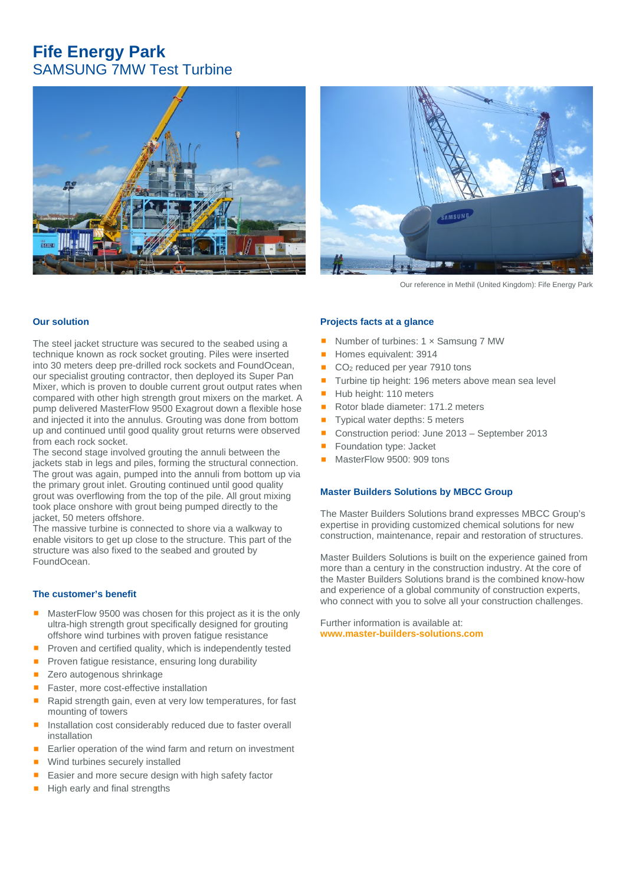# Fife Energy Park

## SAMSUNG 7MW Test Turbine

Our reference in Methil (United Kingdom): Fife Energy Park

### Our solution

The steel jacket structure was secured to the seabed using a technique known as rock socket grouting. Piles were inserted into 30 meters deep pre-drilled rock sockets and FoundOcean, our specialist grouting contractor, then deployed its Super Pan Mixer, which is proven to double current grout output rates when compared with other high strength grout mixers on the market. A pump delivered MasterFlow 9500 Exagrout down a flexible hose and injected it into the annulus. Grouting was done from bottom up and continued until good quality grout returns were observed from each rock socket.
The second stage involved grouting the annuli between the jackets stab in legs and piles, forming the structural connection. The grout was again, pumped into the annuli from bottom up via the primary grout inlet. Grouting continued until good quality grout was overflowing from the top of the pile. All grout mixing took place onshore with grout being pumped directly to the jacket, 50 meters offshore.
The massive turbine is connected to shore via a walkway to enable visitors to get up close to the structure. This part of the structure was also fixed to the seabed and grouted by FoundOcean.

### The customer's benefit

- MasterFlow 9500 was chosen for this project as it is the only ultra-high strength grout specifically designed for grouting offshore wind turbines with proven fatigue resistance
- Proven and certified quality, which is independently tested
- Proven fatigue resistance, ensuring long durability
- Zero autogenous shrinkage
- Faster, more cost-effective installation
- Rapid strength gain, even at very low temperatures, for fast mounting of towers
- Installation cost considerably reduced due to faster overall installation
- Earlier operation of the wind farm and return on investment
- Wind turbines securely installed
- Easier and more secure design with high safety factor
- High early and final strengths

### Projects facts at a glance

- Number of turbines: 1 × Samsung 7 MW
- Homes equivalent: 3914
- $CO_2$ reduced per year 7910 tons
- Turbine tip height: 196 meters above mean sea level
- Hub height: 110 meters
- Rotor blade diameter: 171.2 meters
- Typical water depths: 5 meters
- Construction period: June 2013 – September 2013
- Foundation type: Jacket
- MasterFlow 9500: 909 tons

### Master Builders Solutions by MBCC Group

The Master Builders Solutions brand expresses MBCC Group's expertise in providing customized chemical solutions for new construction, maintenance, repair and restoration of structures.

Master Builders Solutions is built on the experience gained from more than a century in the construction industry. At the core of the Master Builders Solutions brand is the combined know-how and experience of a global community of construction experts, who connect with you to solve all your construction challenges.

Further information is available at:
**www.master-builders-solutions.com**